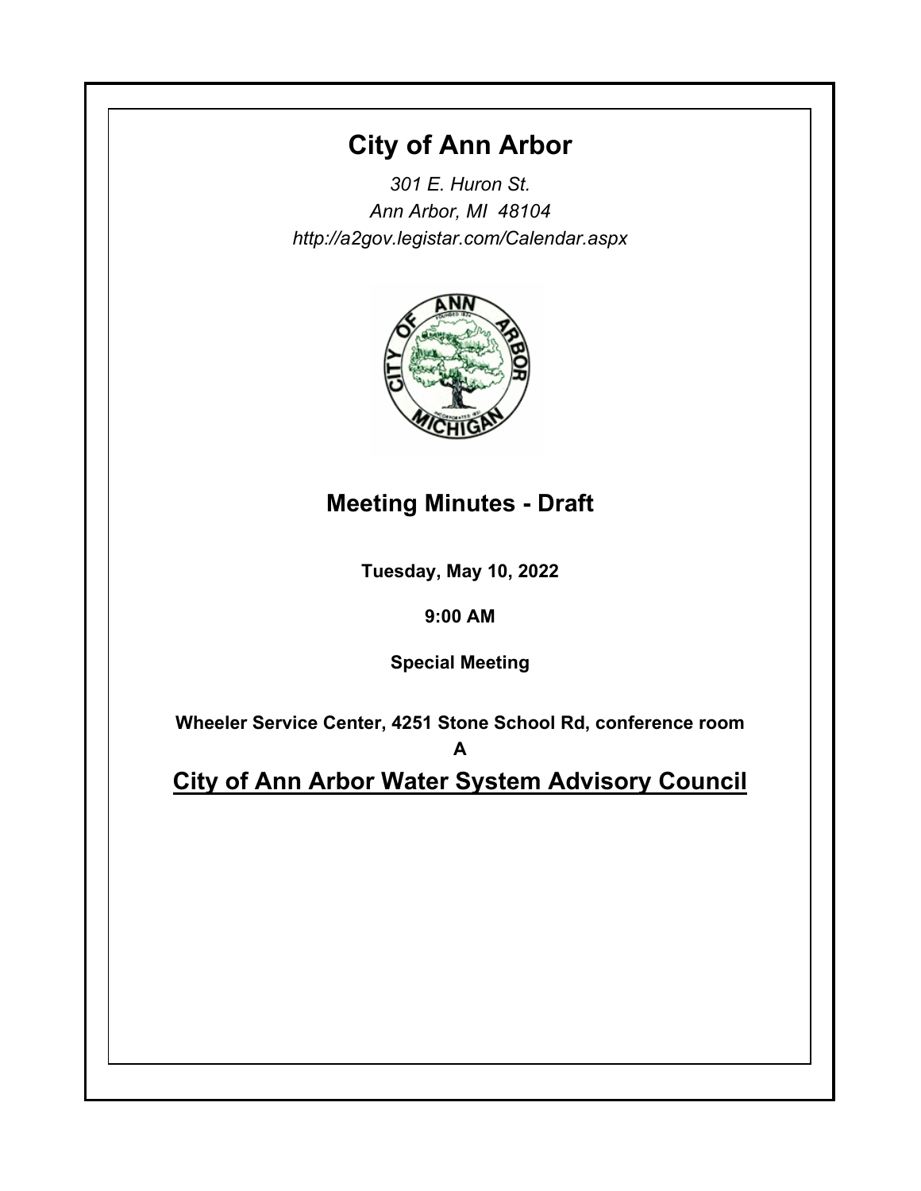# City of Ann Arbor

*301 E. Huron St.*
*Ann Arbor, MI 48104*
*http://a2gov.legistar.com/Calendar.aspx*

## Meeting Minutes - Draft

**Tuesday, May 10, 2022**

**9:00 AM**

**Special Meeting**

**Wheeler Service Center, 4251 Stone School Rd, conference room A**

## City of Ann Arbor Water System Advisory Council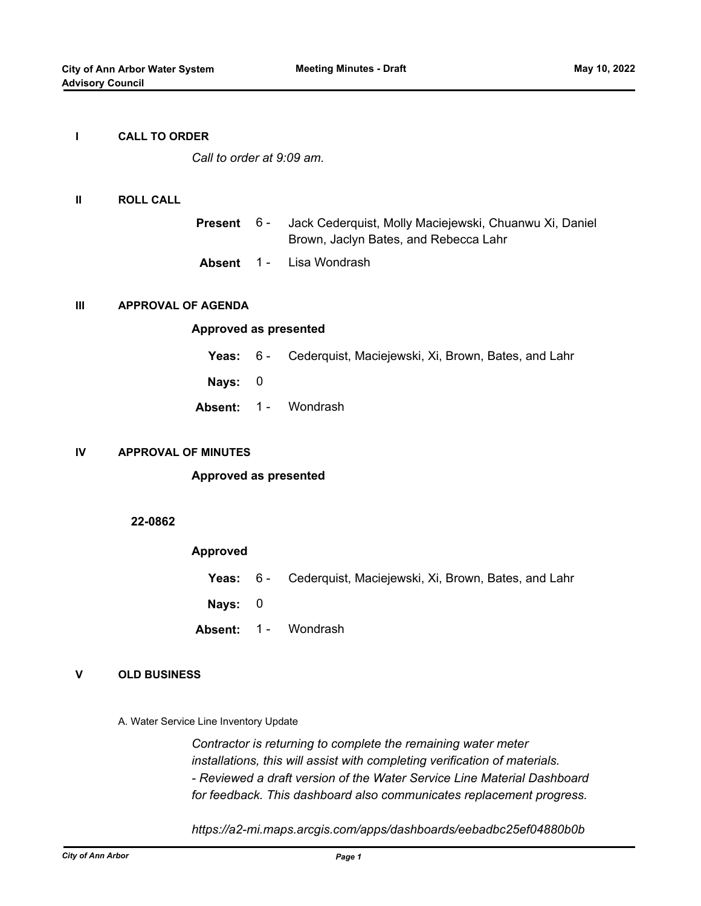## I CALL TO ORDER

*Call to order at 9:09 am.*

## II ROLL CALL

**Present** 6 - Jack Cederquist, Molly Maciejewski, Chuanwu Xi, Daniel Brown, Jaclyn Bates, and Rebecca Lahr

**Absent** 1 - Lisa Wondrash

## III APPROVAL OF AGENDA

**Approved as presented**

**Yeas:** 6 - Cederquist, Maciejewski, Xi, Brown, Bates, and Lahr

**Nays:** 0

**Absent:** 1 - Wondrash

## IV APPROVAL OF MINUTES

**Approved as presented**

**22-0862**

**Approved**

**Yeas:** 6 - Cederquist, Maciejewski, Xi, Brown, Bates, and Lahr

**Nays:** 0

**Absent:** 1 - Wondrash

## V OLD BUSINESS

A. Water Service Line Inventory Update

*Contractor is returning to complete the remaining water meter installations, this will assist with completing verification of materials.*
*- Reviewed a draft version of the Water Service Line Material Dashboard for feedback. This dashboard also communicates replacement progress.*

*https://a2-mi.maps.arcgis.com/apps/dashboards/eebadbc25ef04880b0b*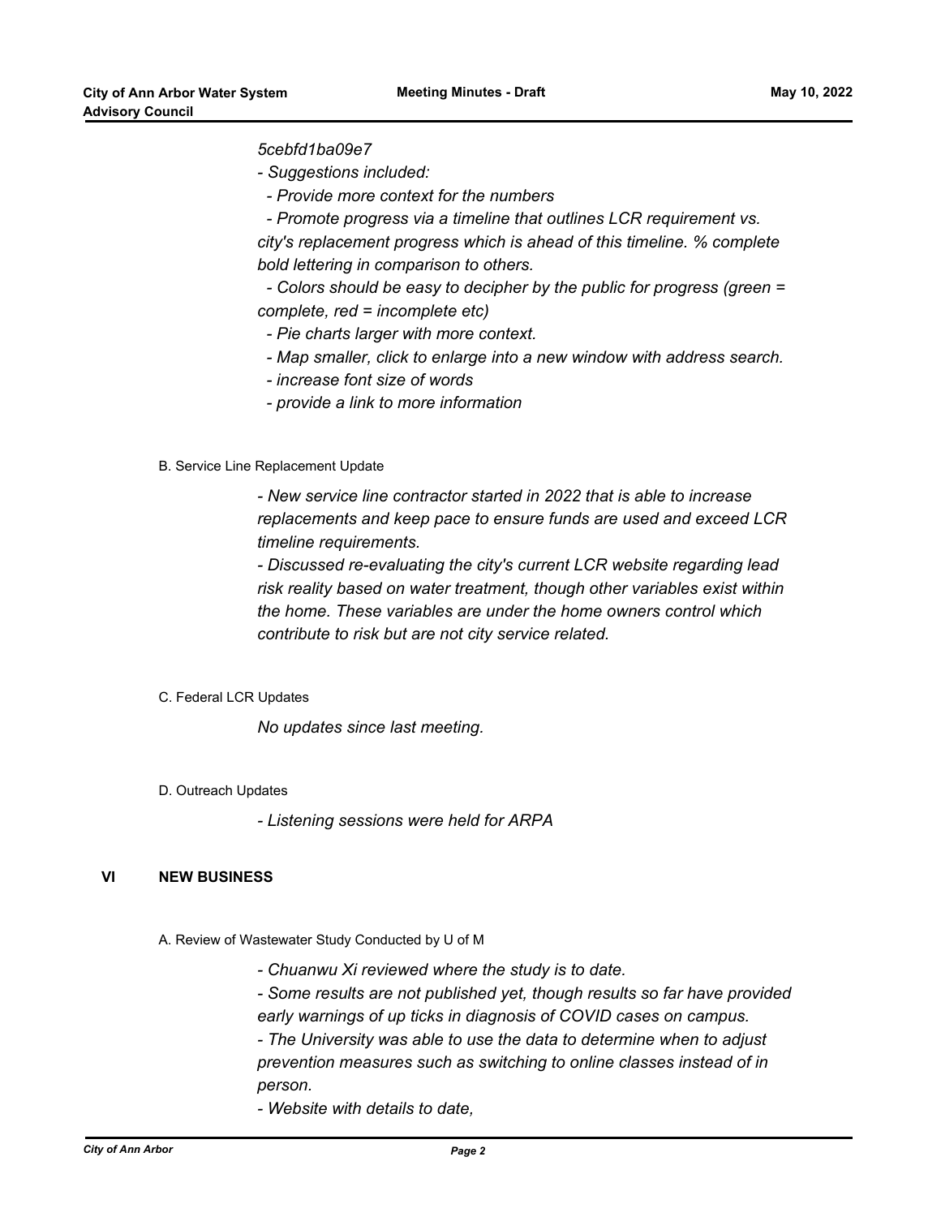*5cebfd1ba09e7*

*- Suggestions included:*

*- Provide more context for the numbers*

*- Promote progress via a timeline that outlines LCR requirement vs. city's replacement progress which is ahead of this timeline. % complete bold lettering in comparison to others.*

*- Colors should be easy to decipher by the public for progress (green = complete, red = incomplete etc)*

*- Pie charts larger with more context.*

*- Map smaller, click to enlarge into a new window with address search.*

*- increase font size of words*

*- provide a link to more information*

B. Service Line Replacement Update

*- New service line contractor started in 2022 that is able to increase replacements and keep pace to ensure funds are used and exceed LCR timeline requirements.*

*- Discussed re-evaluating the city's current LCR website regarding lead risk reality based on water treatment, though other variables exist within the home. These variables are under the home owners control which contribute to risk but are not city service related.*

C. Federal LCR Updates

*No updates since last meeting.*

D. Outreach Updates

*- Listening sessions were held for ARPA*

## VI NEW BUSINESS

A. Review of Wastewater Study Conducted by U of M

*- Chuanwu Xi reviewed where the study is to date.*

*- Some results are not published yet, though results so far have provided early warnings of up ticks in diagnosis of COVID cases on campus.*

*- The University was able to use the data to determine when to adjust prevention measures such as switching to online classes instead of in person.*

*- Website with details to date,*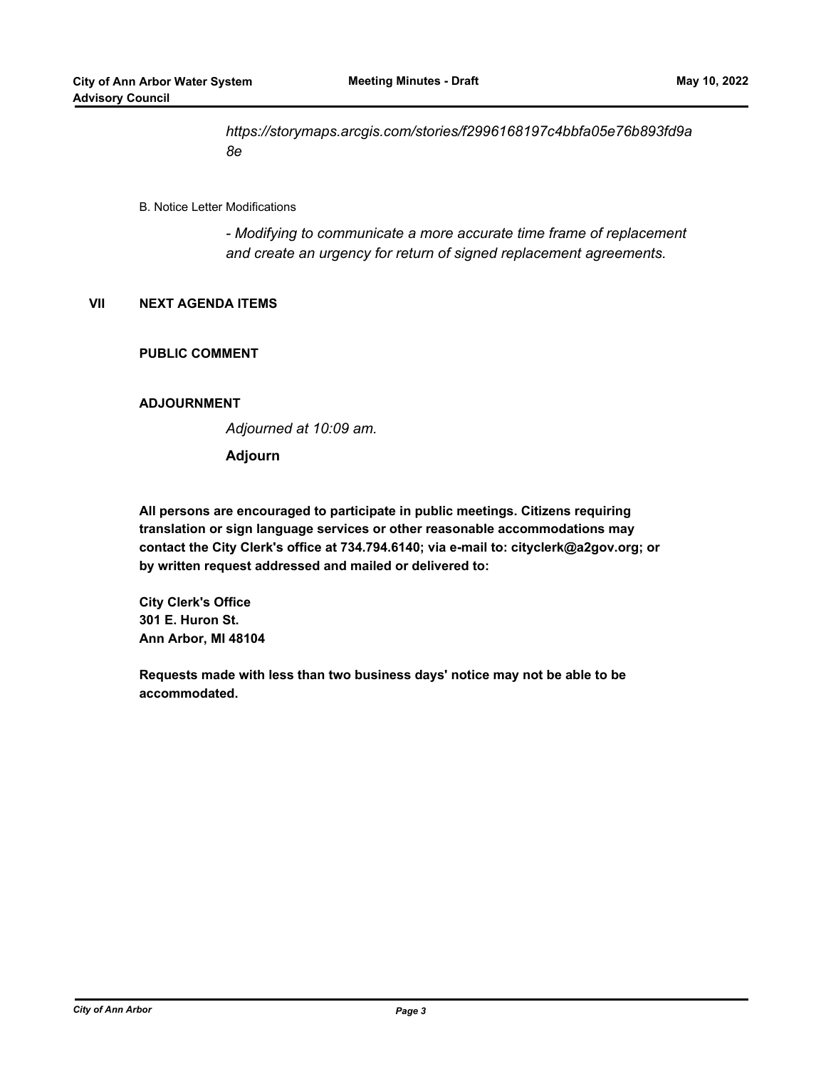*https://storymaps.arcgis.com/stories/f2996168197c4bbfa05e76b893fd9a8e*

B. Notice Letter Modifications

*- Modifying to communicate a more accurate time frame of replacement and create an urgency for return of signed replacement agreements.*

## VII NEXT AGENDA ITEMS

## PUBLIC COMMENT

## ADJOURNMENT

*Adjourned at 10:09 am.*

**Adjourn**

**All persons are encouraged to participate in public meetings. Citizens requiring translation or sign language services or other reasonable accommodations may contact the City Clerk's office at 734.794.6140; via e-mail to: cityclerk@a2gov.org; or by written request addressed and mailed or delivered to:**

**City Clerk's Office**
**301 E. Huron St.**
**Ann Arbor, MI 48104**

**Requests made with less than two business days' notice may not be able to be accommodated.**